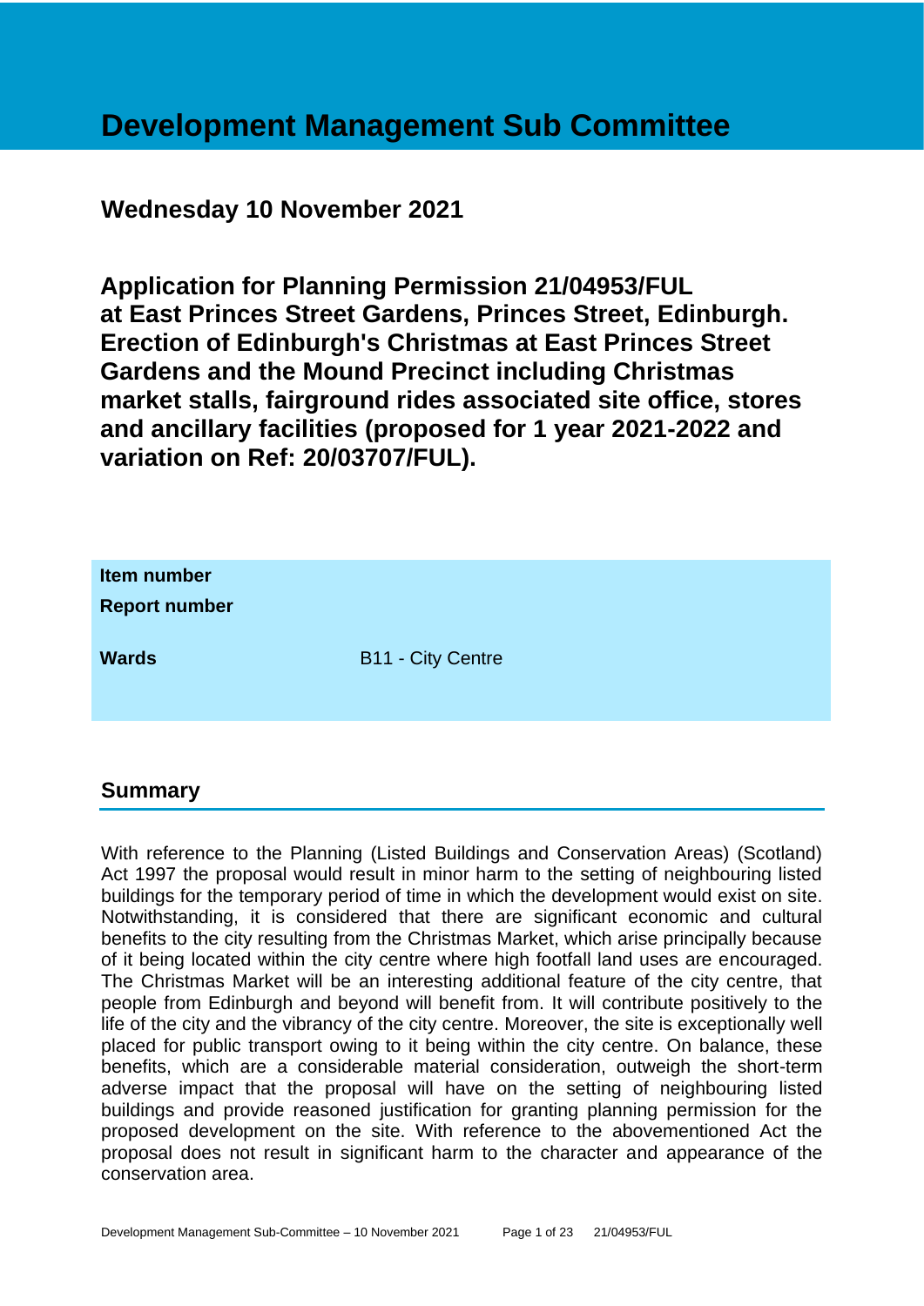# Development Management Sub Committee

## Wednesday 10 November 2021

## Application for Planning Permission 21/04953/FUL at East Princes Street Gardens, Princes Street, Edinburgh. Erection of Edinburgh's Christmas at East Princes Street Gardens and the Mound Precinct including Christmas market stalls, fairground rides associated site office, stores and ancillary facilities (proposed for 1 year 2021-2022 and variation on Ref: 20/03707/FUL).

| | |
|---|---|
| **Item number** | |
| **Report number** | |
| **Wards** | B11 - City Centre |

## Summary

With reference to the Planning (Listed Buildings and Conservation Areas) (Scotland) Act 1997 the proposal would result in minor harm to the setting of neighbouring listed buildings for the temporary period of time in which the development would exist on site. Notwithstanding, it is considered that there are significant economic and cultural benefits to the city resulting from the Christmas Market, which arise principally because of it being located within the city centre where high footfall land uses are encouraged. The Christmas Market will be an interesting additional feature of the city centre, that people from Edinburgh and beyond will benefit from. It will contribute positively to the life of the city and the vibrancy of the city centre. Moreover, the site is exceptionally well placed for public transport owing to it being within the city centre. On balance, these benefits, which are a considerable material consideration, outweigh the short-term adverse impact that the proposal will have on the setting of neighbouring listed buildings and provide reasoned justification for granting planning permission for the proposed development on the site. With reference to the abovementioned Act the proposal does not result in significant harm to the character and appearance of the conservation area.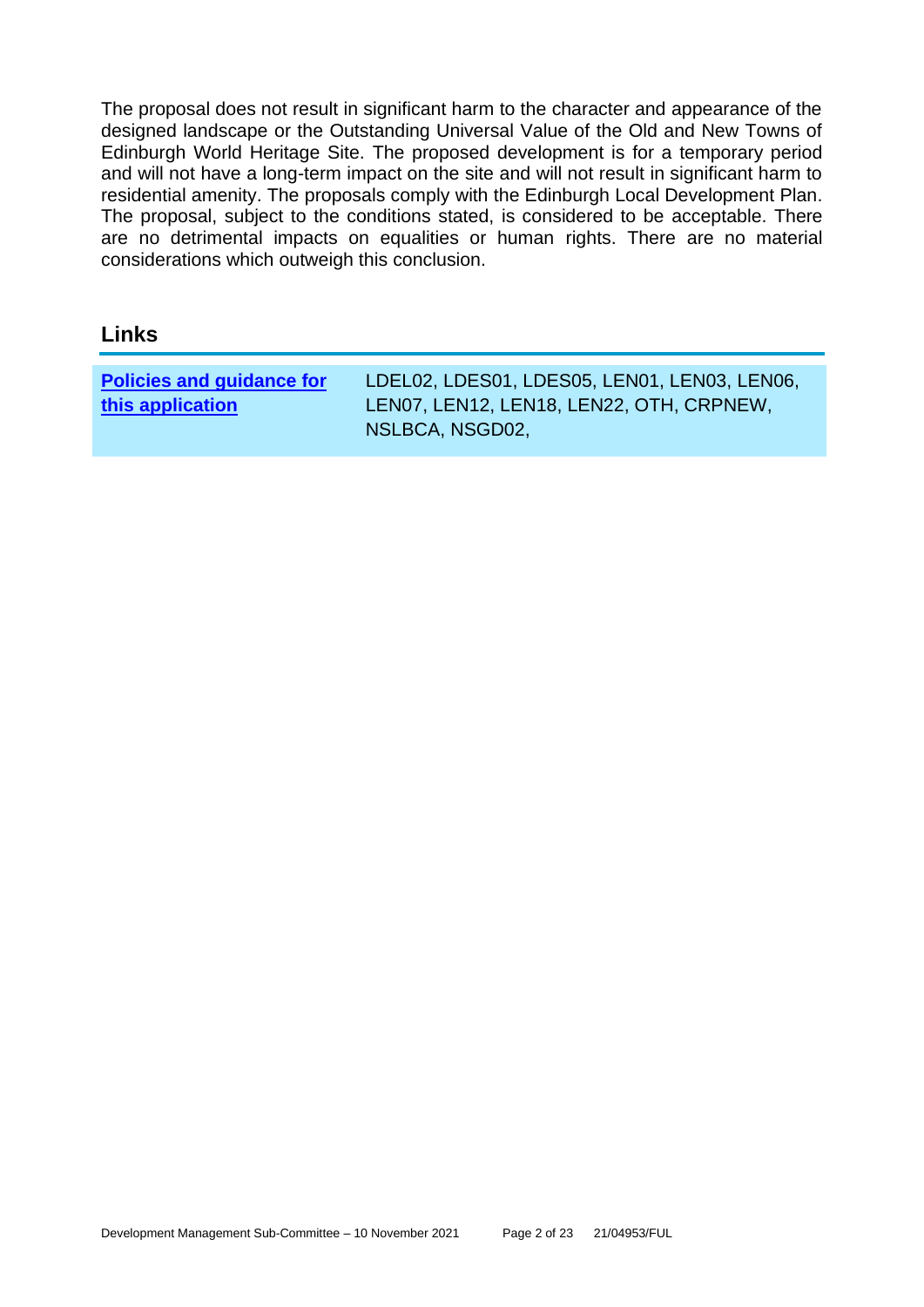The proposal does not result in significant harm to the character and appearance of the designed landscape or the Outstanding Universal Value of the Old and New Towns of Edinburgh World Heritage Site. The proposed development is for a temporary period and will not have a long-term impact on the site and will not result in significant harm to residential amenity. The proposals comply with the Edinburgh Local Development Plan. The proposal, subject to the conditions stated, is considered to be acceptable. There are no detrimental impacts on equalities or human rights. There are no material considerations which outweigh this conclusion.

## Links

| **Policies and guidance for this application** | LDEL02, LDES01, LDES05, LEN01, LEN03, LEN06, LEN07, LEN12, LEN18, LEN22, OTH, CRPNEW, NSLBCA, NSGD02, |
|---|---|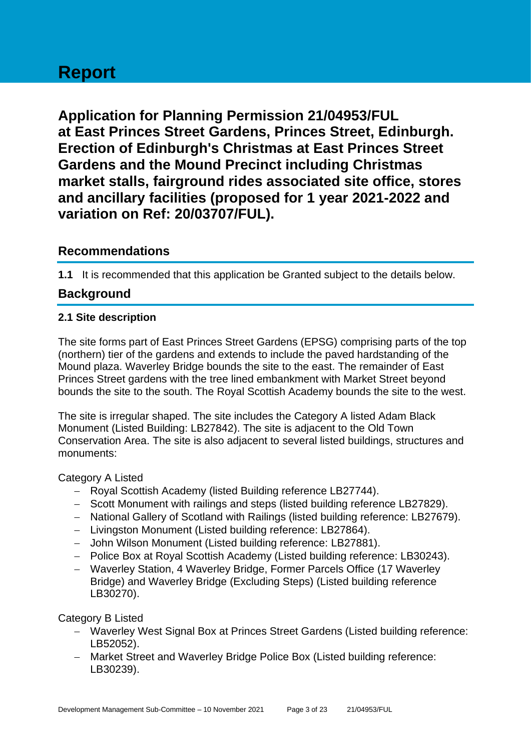# Report

## Application for Planning Permission 21/04953/FUL at East Princes Street Gardens, Princes Street, Edinburgh. Erection of Edinburgh's Christmas at East Princes Street Gardens and the Mound Precinct including Christmas market stalls, fairground rides associated site office, stores and ancillary facilities (proposed for 1 year 2021-2022 and variation on Ref: 20/03707/FUL).

## Recommendations

**1.1** It is recommended that this application be Granted subject to the details below.

## Background

### 2.1 Site description

The site forms part of East Princes Street Gardens (EPSG) comprising parts of the top (northern) tier of the gardens and extends to include the paved hardstanding of the Mound plaza. Waverley Bridge bounds the site to the east. The remainder of East Princes Street gardens with the tree lined embankment with Market Street beyond bounds the site to the south. The Royal Scottish Academy bounds the site to the west.

The site is irregular shaped. The site includes the Category A listed Adam Black Monument (Listed Building: LB27842). The site is adjacent to the Old Town Conservation Area. The site is also adjacent to several listed buildings, structures and monuments:

Category A Listed

- Royal Scottish Academy (listed Building reference LB27744).
- Scott Monument with railings and steps (listed building reference LB27829).
- National Gallery of Scotland with Railings (listed building reference: LB27679).
- Livingston Monument (Listed building reference: LB27864).
- John Wilson Monument (Listed building reference: LB27881).
- Police Box at Royal Scottish Academy (Listed building reference: LB30243).
- Waverley Station, 4 Waverley Bridge, Former Parcels Office (17 Waverley Bridge) and Waverley Bridge (Excluding Steps) (Listed building reference LB30270).

Category B Listed

- Waverley West Signal Box at Princes Street Gardens (Listed building reference: LB52052).
- Market Street and Waverley Bridge Police Box (Listed building reference: LB30239).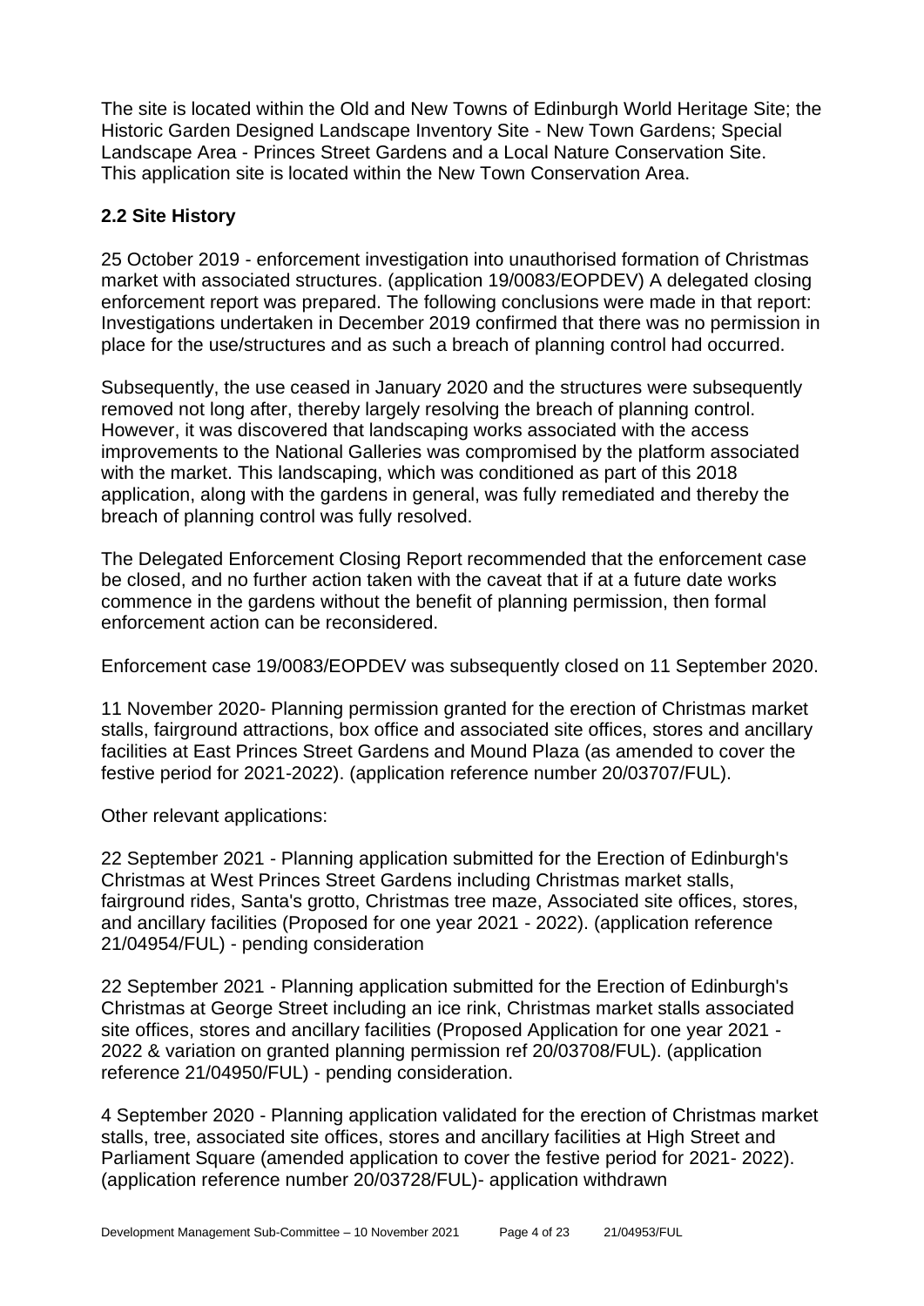The site is located within the Old and New Towns of Edinburgh World Heritage Site; the Historic Garden Designed Landscape Inventory Site - New Town Gardens; Special Landscape Area - Princes Street Gardens and a Local Nature Conservation Site. This application site is located within the New Town Conservation Area.

## 2.2 Site History

25 October 2019 - enforcement investigation into unauthorised formation of Christmas market with associated structures. (application 19/0083/EOPDEV) A delegated closing enforcement report was prepared. The following conclusions were made in that report: Investigations undertaken in December 2019 confirmed that there was no permission in place for the use/structures and as such a breach of planning control had occurred.

Subsequently, the use ceased in January 2020 and the structures were subsequently removed not long after, thereby largely resolving the breach of planning control. However, it was discovered that landscaping works associated with the access improvements to the National Galleries was compromised by the platform associated with the market. This landscaping, which was conditioned as part of this 2018 application, along with the gardens in general, was fully remediated and thereby the breach of planning control was fully resolved.

The Delegated Enforcement Closing Report recommended that the enforcement case be closed, and no further action taken with the caveat that if at a future date works commence in the gardens without the benefit of planning permission, then formal enforcement action can be reconsidered.

Enforcement case 19/0083/EOPDEV was subsequently closed on 11 September 2020.

11 November 2020- Planning permission granted for the erection of Christmas market stalls, fairground attractions, box office and associated site offices, stores and ancillary facilities at East Princes Street Gardens and Mound Plaza (as amended to cover the festive period for 2021-2022). (application reference number 20/03707/FUL).

Other relevant applications:

22 September 2021 - Planning application submitted for the Erection of Edinburgh's Christmas at West Princes Street Gardens including Christmas market stalls, fairground rides, Santa's grotto, Christmas tree maze, Associated site offices, stores, and ancillary facilities (Proposed for one year 2021 - 2022). (application reference 21/04954/FUL) - pending consideration

22 September 2021 - Planning application submitted for the Erection of Edinburgh's Christmas at George Street including an ice rink, Christmas market stalls associated site offices, stores and ancillary facilities (Proposed Application for one year 2021 - 2022 & variation on granted planning permission ref 20/03708/FUL). (application reference 21/04950/FUL) - pending consideration.

4 September 2020 - Planning application validated for the erection of Christmas market stalls, tree, associated site offices, stores and ancillary facilities at High Street and Parliament Square (amended application to cover the festive period for 2021- 2022). (application reference number 20/03728/FUL)- application withdrawn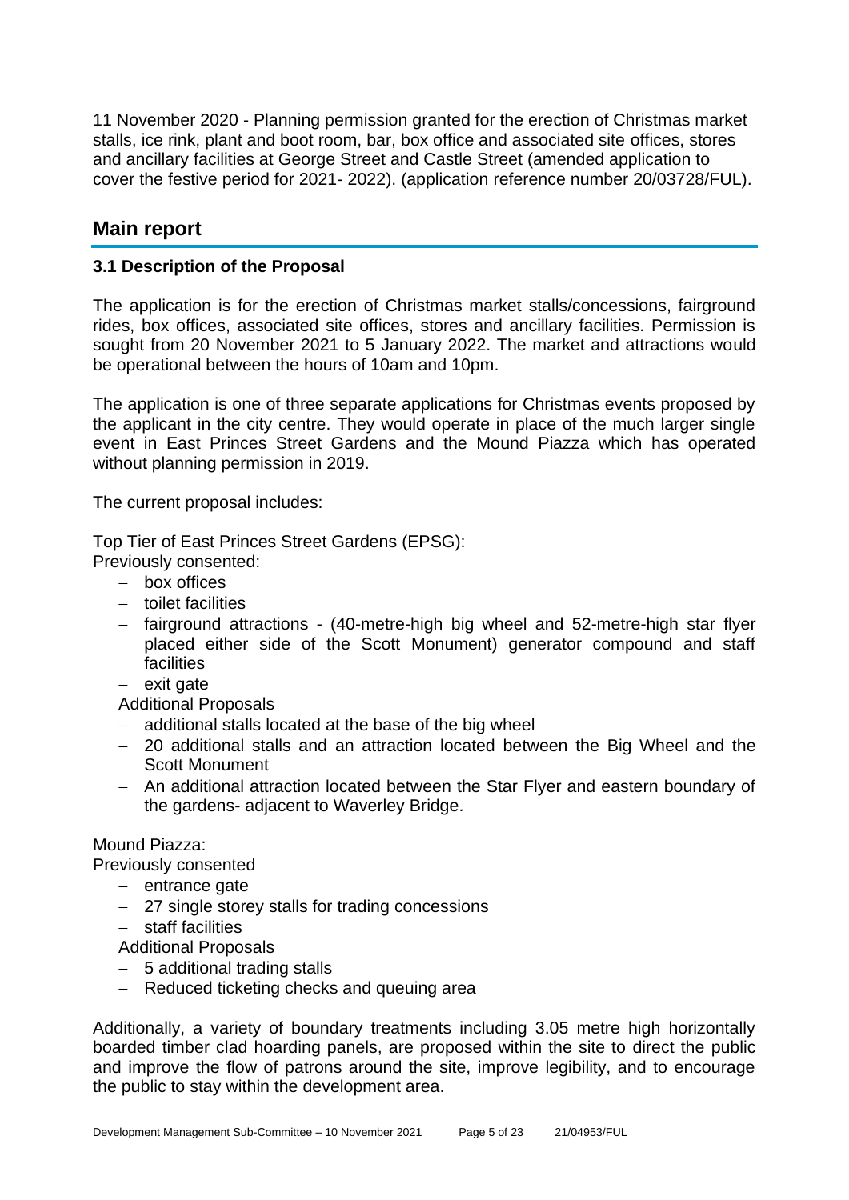11 November 2020 - Planning permission granted for the erection of Christmas market stalls, ice rink, plant and boot room, bar, box office and associated site offices, stores and ancillary facilities at George Street and Castle Street (amended application to cover the festive period for 2021- 2022). (application reference number 20/03728/FUL).

## Main report

### 3.1 Description of the Proposal

The application is for the erection of Christmas market stalls/concessions, fairground rides, box offices, associated site offices, stores and ancillary facilities. Permission is sought from 20 November 2021 to 5 January 2022. The market and attractions would be operational between the hours of 10am and 10pm.

The application is one of three separate applications for Christmas events proposed by the applicant in the city centre. They would operate in place of the much larger single event in East Princes Street Gardens and the Mound Piazza which has operated without planning permission in 2019.

The current proposal includes:

Top Tier of East Princes Street Gardens (EPSG):
Previously consented:

- box offices
- toilet facilities
- fairground attractions - (40-metre-high big wheel and 52-metre-high star flyer placed either side of the Scott Monument) generator compound and staff facilities
- exit gate

Additional Proposals

- additional stalls located at the base of the big wheel
- 20 additional stalls and an attraction located between the Big Wheel and the Scott Monument
- An additional attraction located between the Star Flyer and eastern boundary of the gardens- adjacent to Waverley Bridge.

Mound Piazza:
Previously consented

- entrance gate
- 27 single storey stalls for trading concessions
- staff facilities

Additional Proposals

- 5 additional trading stalls
- Reduced ticketing checks and queuing area

Additionally, a variety of boundary treatments including 3.05 metre high horizontally boarded timber clad hoarding panels, are proposed within the site to direct the public and improve the flow of patrons around the site, improve legibility, and to encourage the public to stay within the development area.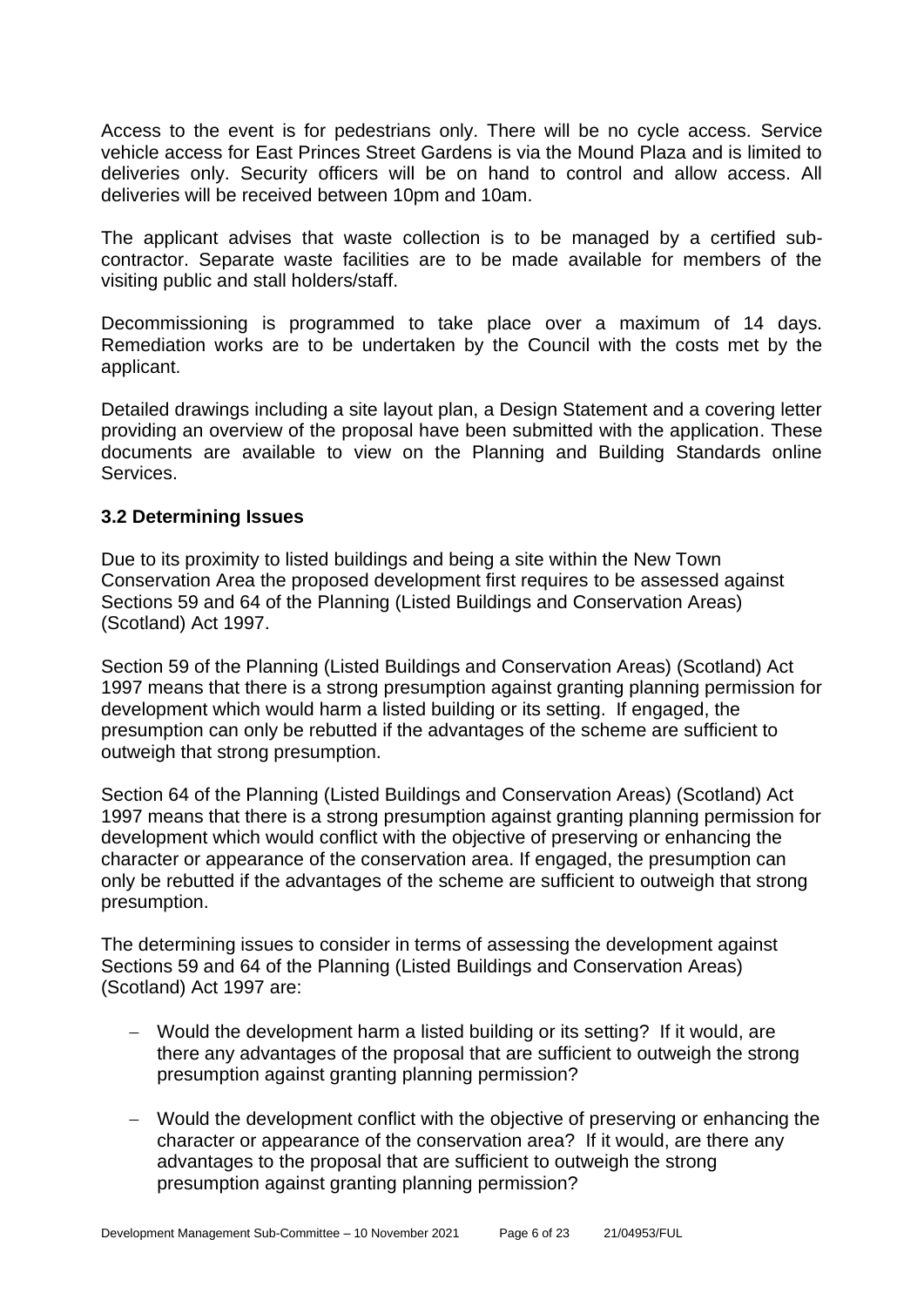Access to the event is for pedestrians only. There will be no cycle access. Service vehicle access for East Princes Street Gardens is via the Mound Plaza and is limited to deliveries only. Security officers will be on hand to control and allow access. All deliveries will be received between 10pm and 10am.

The applicant advises that waste collection is to be managed by a certified sub-contractor. Separate waste facilities are to be made available for members of the visiting public and stall holders/staff.

Decommissioning is programmed to take place over a maximum of 14 days. Remediation works are to be undertaken by the Council with the costs met by the applicant.

Detailed drawings including a site layout plan, a Design Statement and a covering letter providing an overview of the proposal have been submitted with the application. These documents are available to view on the Planning and Building Standards online Services.

### 3.2 Determining Issues

Due to its proximity to listed buildings and being a site within the New Town Conservation Area the proposed development first requires to be assessed against Sections 59 and 64 of the Planning (Listed Buildings and Conservation Areas) (Scotland) Act 1997.

Section 59 of the Planning (Listed Buildings and Conservation Areas) (Scotland) Act 1997 means that there is a strong presumption against granting planning permission for development which would harm a listed building or its setting. If engaged, the presumption can only be rebutted if the advantages of the scheme are sufficient to outweigh that strong presumption.

Section 64 of the Planning (Listed Buildings and Conservation Areas) (Scotland) Act 1997 means that there is a strong presumption against granting planning permission for development which would conflict with the objective of preserving or enhancing the character or appearance of the conservation area. If engaged, the presumption can only be rebutted if the advantages of the scheme are sufficient to outweigh that strong presumption.

The determining issues to consider in terms of assessing the development against Sections 59 and 64 of the Planning (Listed Buildings and Conservation Areas) (Scotland) Act 1997 are:

- Would the development harm a listed building or its setting? If it would, are there any advantages of the proposal that are sufficient to outweigh the strong presumption against granting planning permission?

- Would the development conflict with the objective of preserving or enhancing the character or appearance of the conservation area? If it would, are there any advantages to the proposal that are sufficient to outweigh the strong presumption against granting planning permission?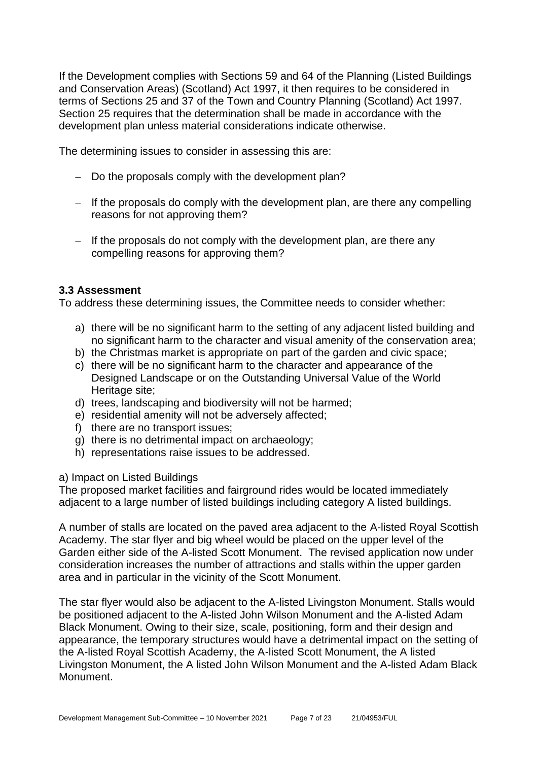If the Development complies with Sections 59 and 64 of the Planning (Listed Buildings and Conservation Areas) (Scotland) Act 1997, it then requires to be considered in terms of Sections 25 and 37 of the Town and Country Planning (Scotland) Act 1997. Section 25 requires that the determination shall be made in accordance with the development plan unless material considerations indicate otherwise.

The determining issues to consider in assessing this are:

- Do the proposals comply with the development plan?
- If the proposals do comply with the development plan, are there any compelling reasons for not approving them?
- If the proposals do not comply with the development plan, are there any compelling reasons for approving them?

### 3.3 Assessment

To address these determining issues, the Committee needs to consider whether:

a) there will be no significant harm to the setting of any adjacent listed building and no significant harm to the character and visual amenity of the conservation area;
b) the Christmas market is appropriate on part of the garden and civic space;
c) there will be no significant harm to the character and appearance of the Designed Landscape or on the Outstanding Universal Value of the World Heritage site;
d) trees, landscaping and biodiversity will not be harmed;
e) residential amenity will not be adversely affected;
f) there are no transport issues;
g) there is no detrimental impact on archaeology;
h) representations raise issues to be addressed.

a) Impact on Listed Buildings

The proposed market facilities and fairground rides would be located immediately adjacent to a large number of listed buildings including category A listed buildings.

A number of stalls are located on the paved area adjacent to the A-listed Royal Scottish Academy. The star flyer and big wheel would be placed on the upper level of the Garden either side of the A-listed Scott Monument. The revised application now under consideration increases the number of attractions and stalls within the upper garden area and in particular in the vicinity of the Scott Monument.

The star flyer would also be adjacent to the A-listed Livingston Monument. Stalls would be positioned adjacent to the A-listed John Wilson Monument and the A-listed Adam Black Monument. Owing to their size, scale, positioning, form and their design and appearance, the temporary structures would have a detrimental impact on the setting of the A-listed Royal Scottish Academy, the A-listed Scott Monument, the A listed Livingston Monument, the A listed John Wilson Monument and the A-listed Adam Black Monument.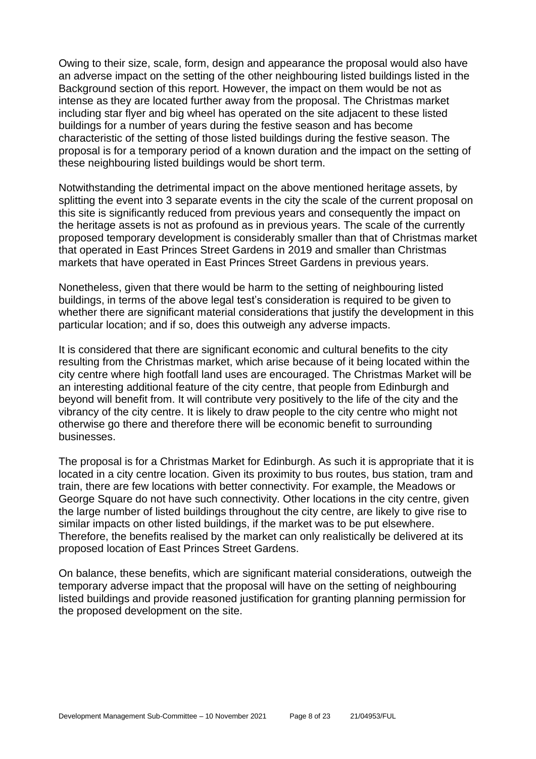Owing to their size, scale, form, design and appearance the proposal would also have an adverse impact on the setting of the other neighbouring listed buildings listed in the Background section of this report. However, the impact on them would be not as intense as they are located further away from the proposal. The Christmas market including star flyer and big wheel has operated on the site adjacent to these listed buildings for a number of years during the festive season and has become characteristic of the setting of those listed buildings during the festive season. The proposal is for a temporary period of a known duration and the impact on the setting of these neighbouring listed buildings would be short term.

Notwithstanding the detrimental impact on the above mentioned heritage assets, by splitting the event into 3 separate events in the city the scale of the current proposal on this site is significantly reduced from previous years and consequently the impact on the heritage assets is not as profound as in previous years. The scale of the currently proposed temporary development is considerably smaller than that of Christmas market that operated in East Princes Street Gardens in 2019 and smaller than Christmas markets that have operated in East Princes Street Gardens in previous years.

Nonetheless, given that there would be harm to the setting of neighbouring listed buildings, in terms of the above legal test's consideration is required to be given to whether there are significant material considerations that justify the development in this particular location; and if so, does this outweigh any adverse impacts.

It is considered that there are significant economic and cultural benefits to the city resulting from the Christmas market, which arise because of it being located within the city centre where high footfall land uses are encouraged. The Christmas Market will be an interesting additional feature of the city centre, that people from Edinburgh and beyond will benefit from. It will contribute very positively to the life of the city and the vibrancy of the city centre. It is likely to draw people to the city centre who might not otherwise go there and therefore there will be economic benefit to surrounding businesses.

The proposal is for a Christmas Market for Edinburgh. As such it is appropriate that it is located in a city centre location. Given its proximity to bus routes, bus station, tram and train, there are few locations with better connectivity. For example, the Meadows or George Square do not have such connectivity. Other locations in the city centre, given the large number of listed buildings throughout the city centre, are likely to give rise to similar impacts on other listed buildings, if the market was to be put elsewhere. Therefore, the benefits realised by the market can only realistically be delivered at its proposed location of East Princes Street Gardens.

On balance, these benefits, which are significant material considerations, outweigh the temporary adverse impact that the proposal will have on the setting of neighbouring listed buildings and provide reasoned justification for granting planning permission for the proposed development on the site.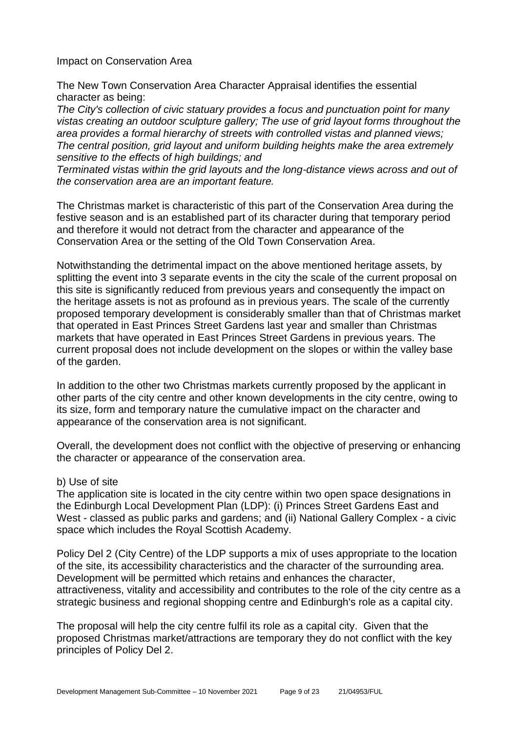Impact on Conservation Area

The New Town Conservation Area Character Appraisal identifies the essential character as being:

*The City's collection of civic statuary provides a focus and punctuation point for many vistas creating an outdoor sculpture gallery; The use of grid layout forms throughout the area provides a formal hierarchy of streets with controlled vistas and planned views; The central position, grid layout and uniform building heights make the area extremely sensitive to the effects of high buildings; and*

*Terminated vistas within the grid layouts and the long-distance views across and out of the conservation area are an important feature.*

The Christmas market is characteristic of this part of the Conservation Area during the festive season and is an established part of its character during that temporary period and therefore it would not detract from the character and appearance of the Conservation Area or the setting of the Old Town Conservation Area.

Notwithstanding the detrimental impact on the above mentioned heritage assets, by splitting the event into 3 separate events in the city the scale of the current proposal on this site is significantly reduced from previous years and consequently the impact on the heritage assets is not as profound as in previous years. The scale of the currently proposed temporary development is considerably smaller than that of Christmas market that operated in East Princes Street Gardens last year and smaller than Christmas markets that have operated in East Princes Street Gardens in previous years. The current proposal does not include development on the slopes or within the valley base of the garden.

In addition to the other two Christmas markets currently proposed by the applicant in other parts of the city centre and other known developments in the city centre, owing to its size, form and temporary nature the cumulative impact on the character and appearance of the conservation area is not significant.

Overall, the development does not conflict with the objective of preserving or enhancing the character or appearance of the conservation area.

b) Use of site

The application site is located in the city centre within two open space designations in the Edinburgh Local Development Plan (LDP): (i) Princes Street Gardens East and West - classed as public parks and gardens; and (ii) National Gallery Complex - a civic space which includes the Royal Scottish Academy.

Policy Del 2 (City Centre) of the LDP supports a mix of uses appropriate to the location of the site, its accessibility characteristics and the character of the surrounding area. Development will be permitted which retains and enhances the character, attractiveness, vitality and accessibility and contributes to the role of the city centre as a strategic business and regional shopping centre and Edinburgh's role as a capital city.

The proposal will help the city centre fulfil its role as a capital city. Given that the proposed Christmas market/attractions are temporary they do not conflict with the key principles of Policy Del 2.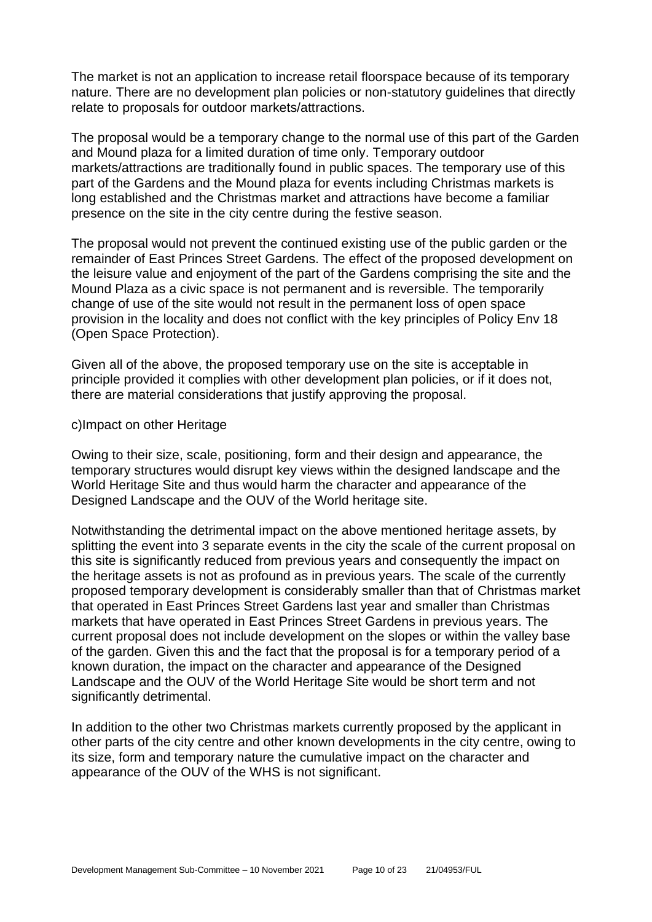The market is not an application to increase retail floorspace because of its temporary nature. There are no development plan policies or non-statutory guidelines that directly relate to proposals for outdoor markets/attractions.

The proposal would be a temporary change to the normal use of this part of the Garden and Mound plaza for a limited duration of time only. Temporary outdoor markets/attractions are traditionally found in public spaces. The temporary use of this part of the Gardens and the Mound plaza for events including Christmas markets is long established and the Christmas market and attractions have become a familiar presence on the site in the city centre during the festive season.

The proposal would not prevent the continued existing use of the public garden or the remainder of East Princes Street Gardens. The effect of the proposed development on the leisure value and enjoyment of the part of the Gardens comprising the site and the Mound Plaza as a civic space is not permanent and is reversible. The temporarily change of use of the site would not result in the permanent loss of open space provision in the locality and does not conflict with the key principles of Policy Env 18 (Open Space Protection).

Given all of the above, the proposed temporary use on the site is acceptable in principle provided it complies with other development plan policies, or if it does not, there are material considerations that justify approving the proposal.

c)Impact on other Heritage

Owing to their size, scale, positioning, form and their design and appearance, the temporary structures would disrupt key views within the designed landscape and the World Heritage Site and thus would harm the character and appearance of the Designed Landscape and the OUV of the World heritage site.

Notwithstanding the detrimental impact on the above mentioned heritage assets, by splitting the event into 3 separate events in the city the scale of the current proposal on this site is significantly reduced from previous years and consequently the impact on the heritage assets is not as profound as in previous years. The scale of the currently proposed temporary development is considerably smaller than that of Christmas market that operated in East Princes Street Gardens last year and smaller than Christmas markets that have operated in East Princes Street Gardens in previous years. The current proposal does not include development on the slopes or within the valley base of the garden. Given this and the fact that the proposal is for a temporary period of a known duration, the impact on the character and appearance of the Designed Landscape and the OUV of the World Heritage Site would be short term and not significantly detrimental.

In addition to the other two Christmas markets currently proposed by the applicant in other parts of the city centre and other known developments in the city centre, owing to its size, form and temporary nature the cumulative impact on the character and appearance of the OUV of the WHS is not significant.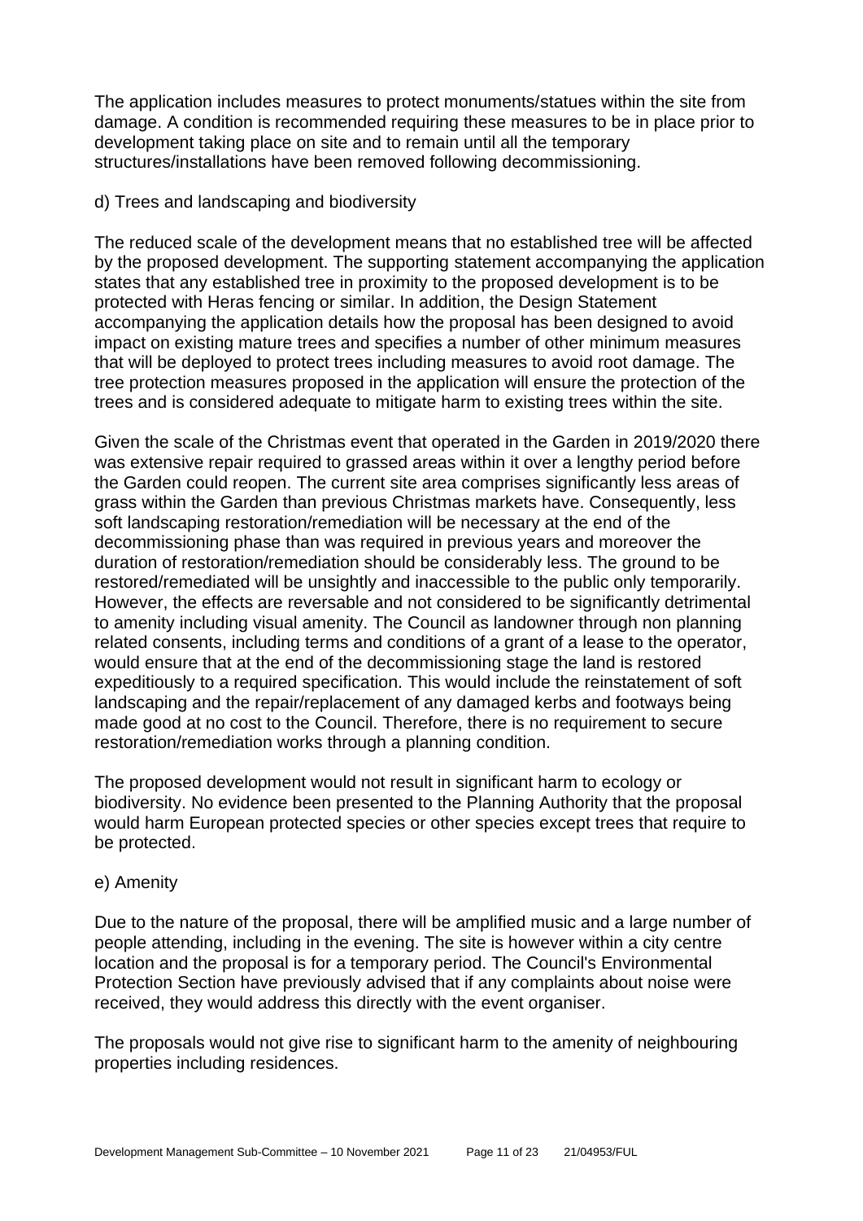The application includes measures to protect monuments/statues within the site from damage. A condition is recommended requiring these measures to be in place prior to development taking place on site and to remain until all the temporary structures/installations have been removed following decommissioning.

d) Trees and landscaping and biodiversity

The reduced scale of the development means that no established tree will be affected by the proposed development. The supporting statement accompanying the application states that any established tree in proximity to the proposed development is to be protected with Heras fencing or similar. In addition, the Design Statement accompanying the application details how the proposal has been designed to avoid impact on existing mature trees and specifies a number of other minimum measures that will be deployed to protect trees including measures to avoid root damage. The tree protection measures proposed in the application will ensure the protection of the trees and is considered adequate to mitigate harm to existing trees within the site.

Given the scale of the Christmas event that operated in the Garden in 2019/2020 there was extensive repair required to grassed areas within it over a lengthy period before the Garden could reopen. The current site area comprises significantly less areas of grass within the Garden than previous Christmas markets have. Consequently, less soft landscaping restoration/remediation will be necessary at the end of the decommissioning phase than was required in previous years and moreover the duration of restoration/remediation should be considerably less. The ground to be restored/remediated will be unsightly and inaccessible to the public only temporarily. However, the effects are reversable and not considered to be significantly detrimental to amenity including visual amenity. The Council as landowner through non planning related consents, including terms and conditions of a grant of a lease to the operator, would ensure that at the end of the decommissioning stage the land is restored expeditiously to a required specification. This would include the reinstatement of soft landscaping and the repair/replacement of any damaged kerbs and footways being made good at no cost to the Council. Therefore, there is no requirement to secure restoration/remediation works through a planning condition.

The proposed development would not result in significant harm to ecology or biodiversity. No evidence been presented to the Planning Authority that the proposal would harm European protected species or other species except trees that require to be protected.

e) Amenity

Due to the nature of the proposal, there will be amplified music and a large number of people attending, including in the evening. The site is however within a city centre location and the proposal is for a temporary period. The Council's Environmental Protection Section have previously advised that if any complaints about noise were received, they would address this directly with the event organiser.

The proposals would not give rise to significant harm to the amenity of neighbouring properties including residences.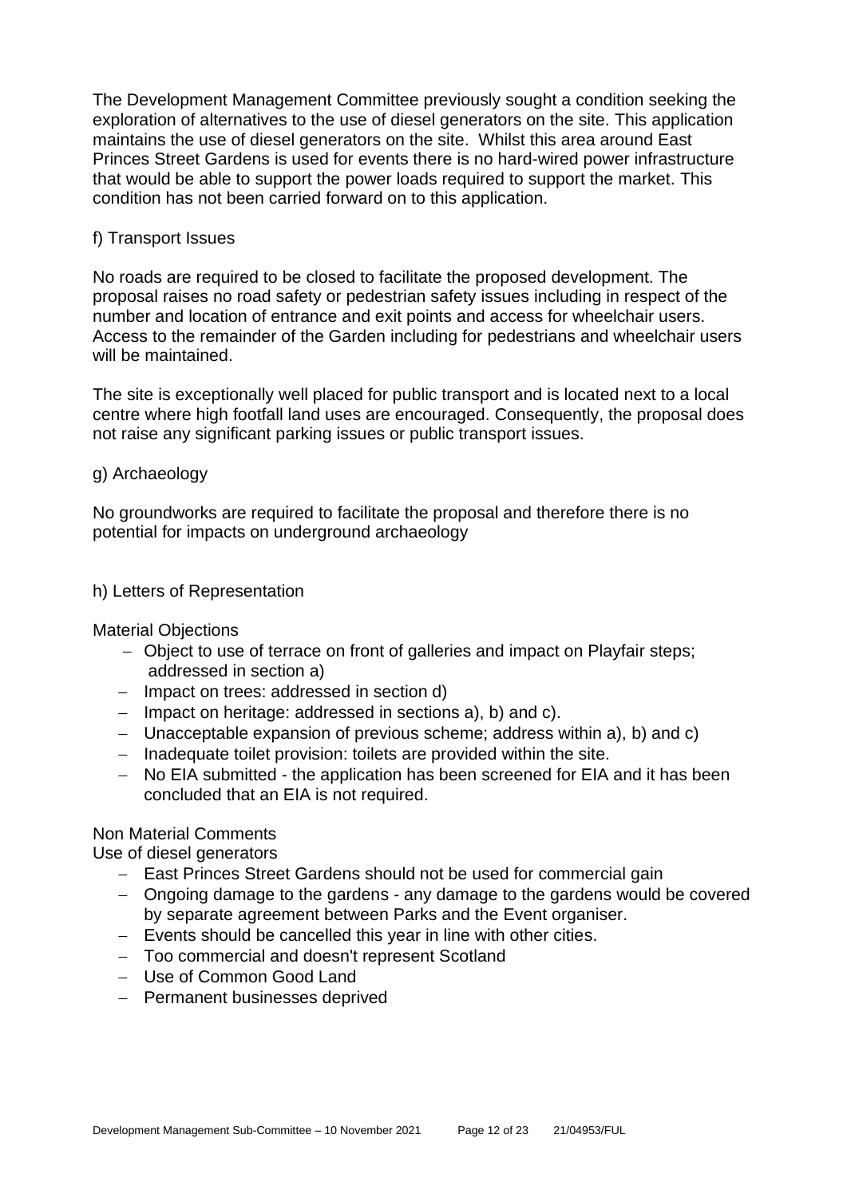The Development Management Committee previously sought a condition seeking the exploration of alternatives to the use of diesel generators on the site. This application maintains the use of diesel generators on the site. Whilst this area around East Princes Street Gardens is used for events there is no hard-wired power infrastructure that would be able to support the power loads required to support the market. This condition has not been carried forward on to this application.

f) Transport Issues

No roads are required to be closed to facilitate the proposed development. The proposal raises no road safety or pedestrian safety issues including in respect of the number and location of entrance and exit points and access for wheelchair users. Access to the remainder of the Garden including for pedestrians and wheelchair users will be maintained.

The site is exceptionally well placed for public transport and is located next to a local centre where high footfall land uses are encouraged. Consequently, the proposal does not raise any significant parking issues or public transport issues.

g) Archaeology

No groundworks are required to facilitate the proposal and therefore there is no potential for impacts on underground archaeology

h) Letters of Representation

Material Objections

- Object to use of terrace on front of galleries and impact on Playfair steps; addressed in section a)
- Impact on trees: addressed in section d)
- Impact on heritage: addressed in sections a), b) and c).
- Unacceptable expansion of previous scheme; address within a), b) and c)
- Inadequate toilet provision: toilets are provided within the site.
- No EIA submitted - the application has been screened for EIA and it has been concluded that an EIA is not required.

Non Material Comments

Use of diesel generators

- East Princes Street Gardens should not be used for commercial gain
- Ongoing damage to the gardens - any damage to the gardens would be covered by separate agreement between Parks and the Event organiser.
- Events should be cancelled this year in line with other cities.
- Too commercial and doesn't represent Scotland
- Use of Common Good Land
- Permanent businesses deprived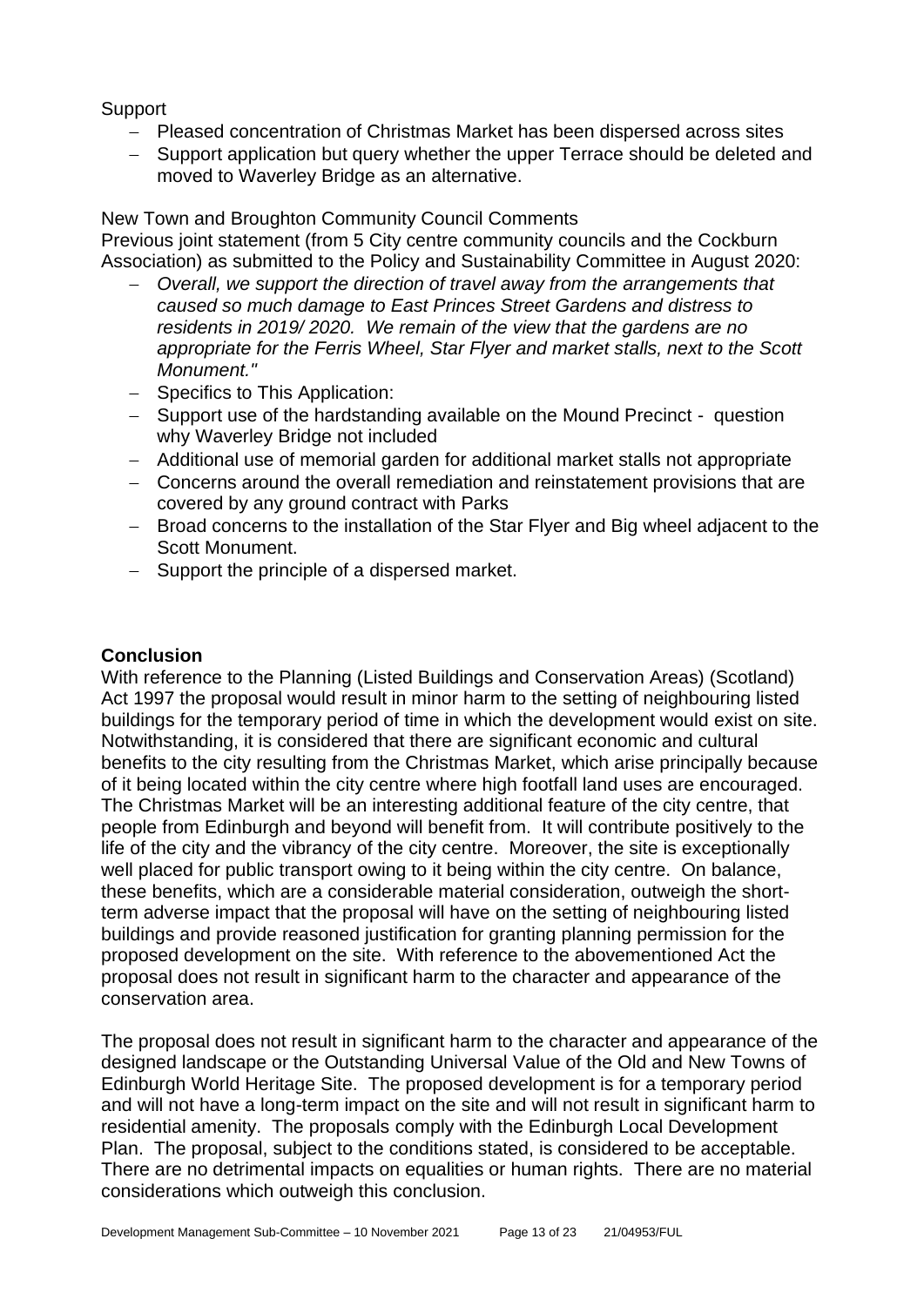Support

- Pleased concentration of Christmas Market has been dispersed across sites
- Support application but query whether the upper Terrace should be deleted and moved to Waverley Bridge as an alternative.

New Town and Broughton Community Council Comments

Previous joint statement (from 5 City centre community councils and the Cockburn Association) as submitted to the Policy and Sustainability Committee in August 2020:

- *Overall, we support the direction of travel away from the arrangements that caused so much damage to East Princes Street Gardens and distress to residents in 2019/ 2020. We remain of the view that the gardens are no appropriate for the Ferris Wheel, Star Flyer and market stalls, next to the Scott Monument."*
- Specifics to This Application:
- Support use of the hardstanding available on the Mound Precinct - question why Waverley Bridge not included
- Additional use of memorial garden for additional market stalls not appropriate
- Concerns around the overall remediation and reinstatement provisions that are covered by any ground contract with Parks
- Broad concerns to the installation of the Star Flyer and Big wheel adjacent to the Scott Monument.
- Support the principle of a dispersed market.

**Conclusion**

With reference to the Planning (Listed Buildings and Conservation Areas) (Scotland) Act 1997 the proposal would result in minor harm to the setting of neighbouring listed buildings for the temporary period of time in which the development would exist on site. Notwithstanding, it is considered that there are significant economic and cultural benefits to the city resulting from the Christmas Market, which arise principally because of it being located within the city centre where high footfall land uses are encouraged. The Christmas Market will be an interesting additional feature of the city centre, that people from Edinburgh and beyond will benefit from. It will contribute positively to the life of the city and the vibrancy of the city centre. Moreover, the site is exceptionally well placed for public transport owing to it being within the city centre. On balance, these benefits, which are a considerable material consideration, outweigh the short-term adverse impact that the proposal will have on the setting of neighbouring listed buildings and provide reasoned justification for granting planning permission for the proposed development on the site. With reference to the abovementioned Act the proposal does not result in significant harm to the character and appearance of the conservation area.

The proposal does not result in significant harm to the character and appearance of the designed landscape or the Outstanding Universal Value of the Old and New Towns of Edinburgh World Heritage Site. The proposed development is for a temporary period and will not have a long-term impact on the site and will not result in significant harm to residential amenity. The proposals comply with the Edinburgh Local Development Plan. The proposal, subject to the conditions stated, is considered to be acceptable. There are no detrimental impacts on equalities or human rights. There are no material considerations which outweigh this conclusion.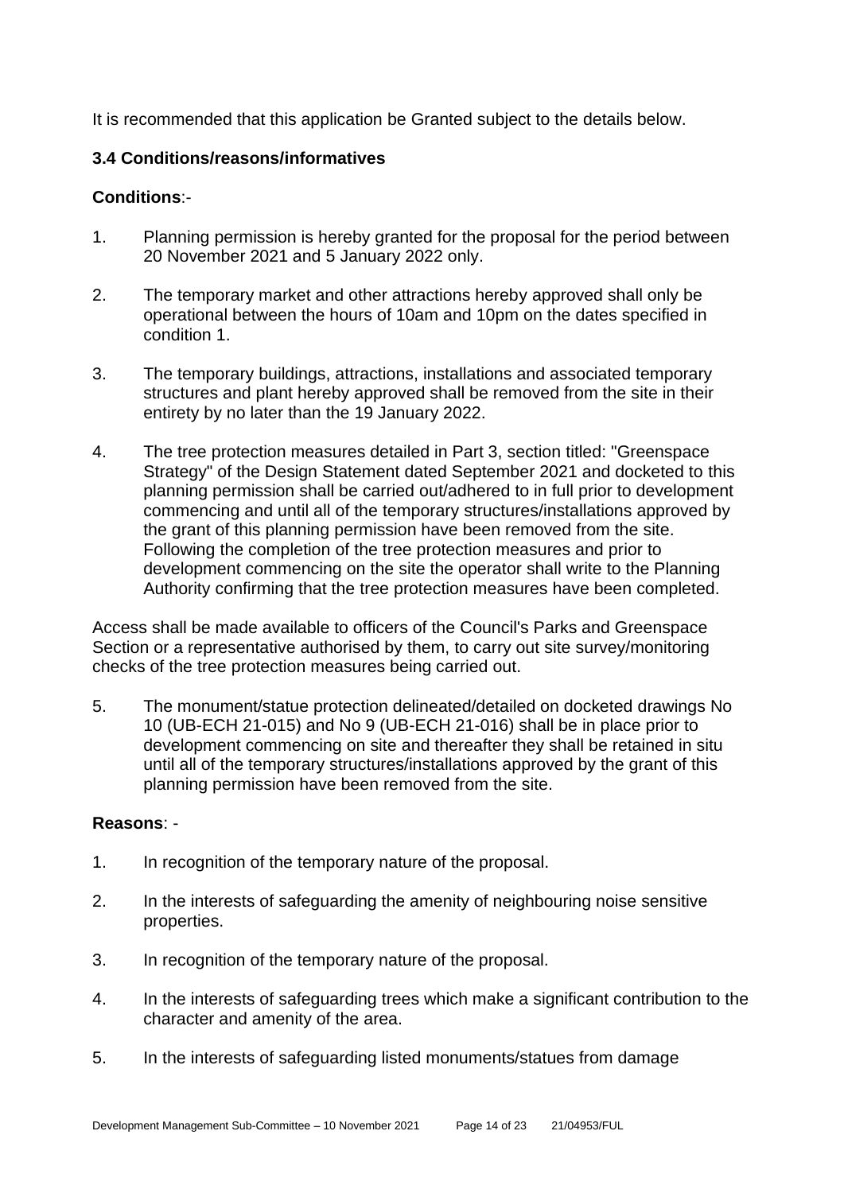It is recommended that this application be Granted subject to the details below.

### 3.4 Conditions/reasons/informatives

**Conditions**:-

1. Planning permission is hereby granted for the proposal for the period between 20 November 2021 and 5 January 2022 only.

2. The temporary market and other attractions hereby approved shall only be operational between the hours of 10am and 10pm on the dates specified in condition 1.

3. The temporary buildings, attractions, installations and associated temporary structures and plant hereby approved shall be removed from the site in their entirety by no later than the 19 January 2022.

4. The tree protection measures detailed in Part 3, section titled: "Greenspace Strategy" of the Design Statement dated September 2021 and docketed to this planning permission shall be carried out/adhered to in full prior to development commencing and until all of the temporary structures/installations approved by the grant of this planning permission have been removed from the site. Following the completion of the tree protection measures and prior to development commencing on the site the operator shall write to the Planning Authority confirming that the tree protection measures have been completed.

Access shall be made available to officers of the Council's Parks and Greenspace Section or a representative authorised by them, to carry out site survey/monitoring checks of the tree protection measures being carried out.

5. The monument/statue protection delineated/detailed on docketed drawings No 10 (UB-ECH 21-015) and No 9 (UB-ECH 21-016) shall be in place prior to development commencing on site and thereafter they shall be retained in situ until all of the temporary structures/installations approved by the grant of this planning permission have been removed from the site.

**Reasons**: -

1. In recognition of the temporary nature of the proposal.

2. In the interests of safeguarding the amenity of neighbouring noise sensitive properties.

3. In recognition of the temporary nature of the proposal.

4. In the interests of safeguarding trees which make a significant contribution to the character and amenity of the area.

5. In the interests of safeguarding listed monuments/statues from damage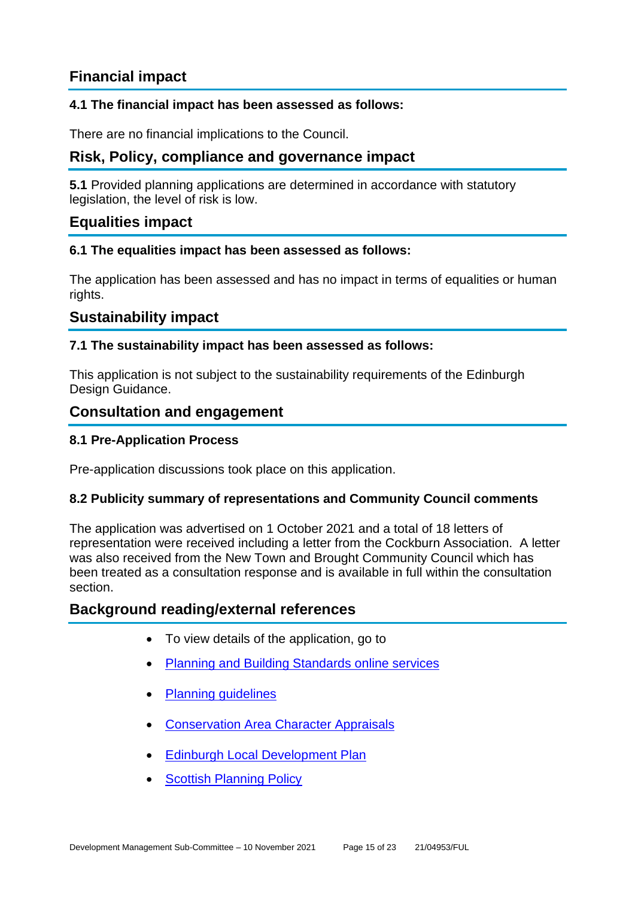## Financial impact

### 4.1 The financial impact has been assessed as follows:

There are no financial implications to the Council.

## Risk, Policy, compliance and governance impact

**5.1** Provided planning applications are determined in accordance with statutory legislation, the level of risk is low.

## Equalities impact

### 6.1 The equalities impact has been assessed as follows:

The application has been assessed and has no impact in terms of equalities or human rights.

## Sustainability impact

### 7.1 The sustainability impact has been assessed as follows:

This application is not subject to the sustainability requirements of the Edinburgh Design Guidance.

## Consultation and engagement

### 8.1 Pre-Application Process

Pre-application discussions took place on this application.

### 8.2 Publicity summary of representations and Community Council comments

The application was advertised on 1 October 2021 and a total of 18 letters of representation were received including a letter from the Cockburn Association. A letter was also received from the New Town and Brought Community Council which has been treated as a consultation response and is available in full within the consultation section.

## Background reading/external references

- To view details of the application, go to
- Planning and Building Standards online services
- Planning guidelines
- Conservation Area Character Appraisals
- Edinburgh Local Development Plan
- Scottish Planning Policy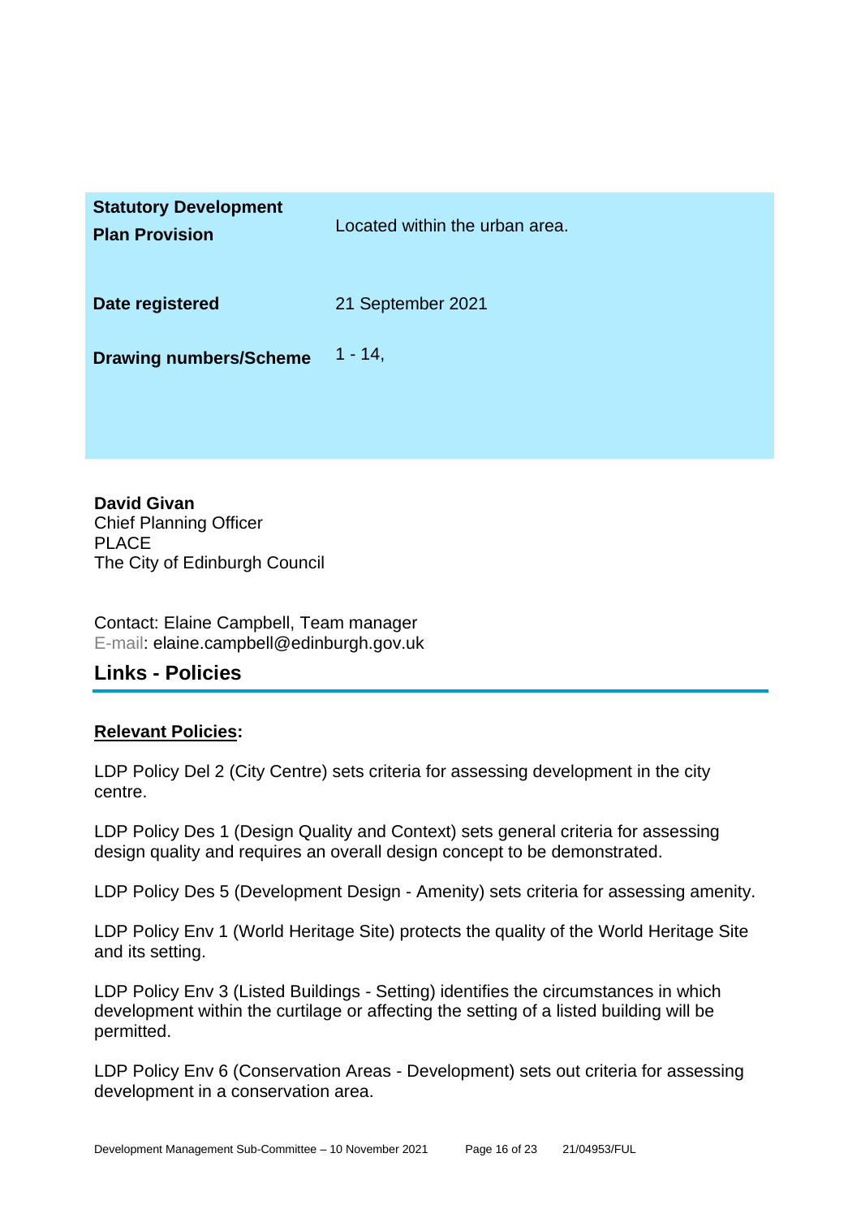| | |
|---|---|
| **Statistory Development Plan Provision** | Located within the urban area. |
| **Date registered** | 21 September 2021 |
| **Drawing numbers/Scheme** | 1 - 14, |

**David Givan**
Chief Planning Officer
PLACE
The City of Edinburgh Council

Contact: Elaine Campbell, Team manager
E-mail: elaine.campbell@edinburgh.gov.uk

## Links - Policies

**Relevant Policies:**

LDP Policy Del 2 (City Centre) sets criteria for assessing development in the city centre.

LDP Policy Des 1 (Design Quality and Context) sets general criteria for assessing design quality and requires an overall design concept to be demonstrated.

LDP Policy Des 5 (Development Design - Amenity) sets criteria for assessing amenity.

LDP Policy Env 1 (World Heritage Site) protects the quality of the World Heritage Site and its setting.

LDP Policy Env 3 (Listed Buildings - Setting) identifies the circumstances in which development within the curtilage or affecting the setting of a listed building will be permitted.

LDP Policy Env 6 (Conservation Areas - Development) sets out criteria for assessing development in a conservation area.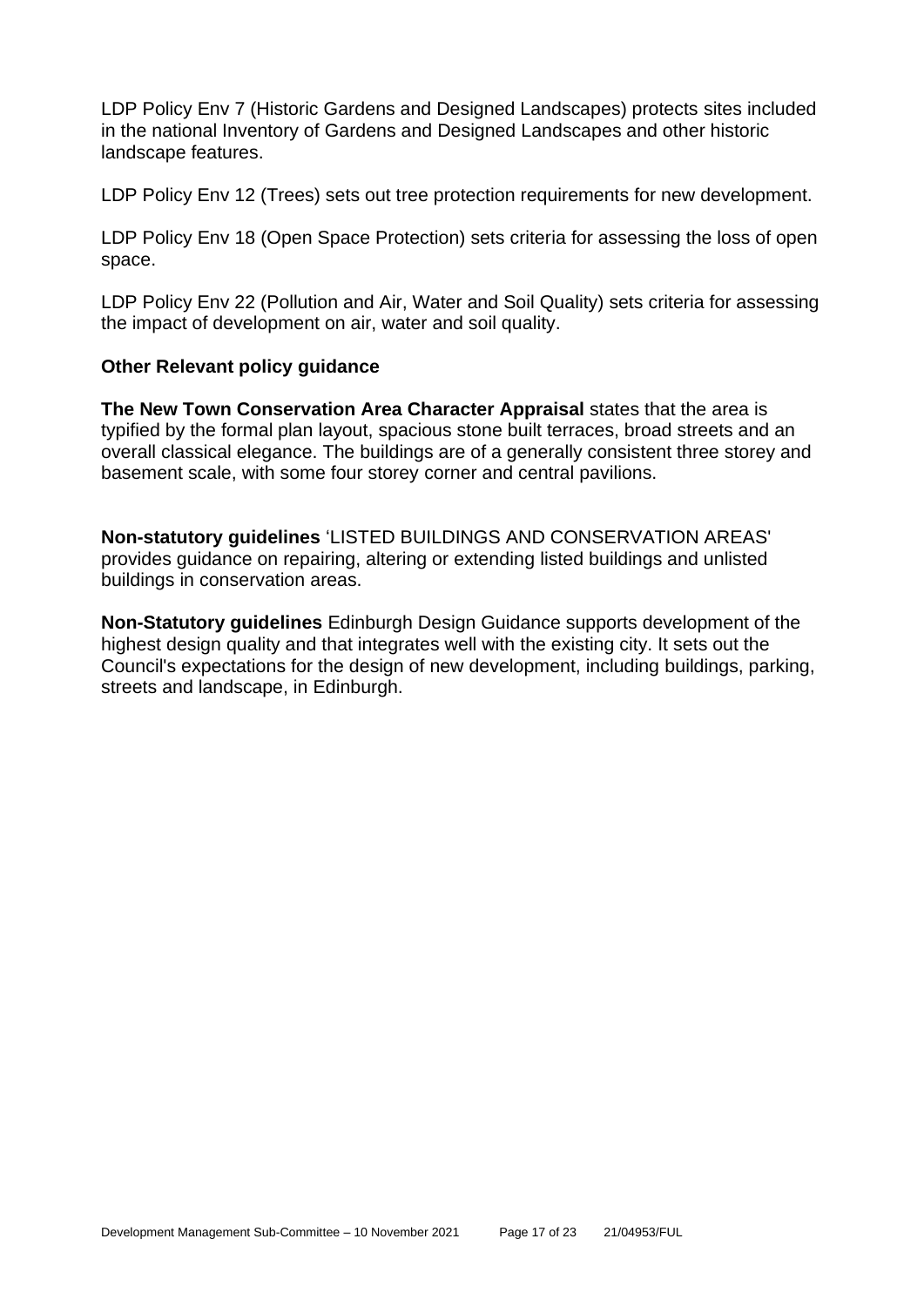LDP Policy Env 7 (Historic Gardens and Designed Landscapes) protects sites included in the national Inventory of Gardens and Designed Landscapes and other historic landscape features.

LDP Policy Env 12 (Trees) sets out tree protection requirements for new development.

LDP Policy Env 18 (Open Space Protection) sets criteria for assessing the loss of open space.

LDP Policy Env 22 (Pollution and Air, Water and Soil Quality) sets criteria for assessing the impact of development on air, water and soil quality.

**Other Relevant policy guidance**

**The New Town Conservation Area Character Appraisal** states that the area is typified by the formal plan layout, spacious stone built terraces, broad streets and an overall classical elegance. The buildings are of a generally consistent three storey and basement scale, with some four storey corner and central pavilions.

**Non-statutory guidelines** 'LISTED BUILDINGS AND CONSERVATION AREAS' provides guidance on repairing, altering or extending listed buildings and unlisted buildings in conservation areas.

**Non-Statutory guidelines** Edinburgh Design Guidance supports development of the highest design quality and that integrates well with the existing city. It sets out the Council's expectations for the design of new development, including buildings, parking, streets and landscape, in Edinburgh.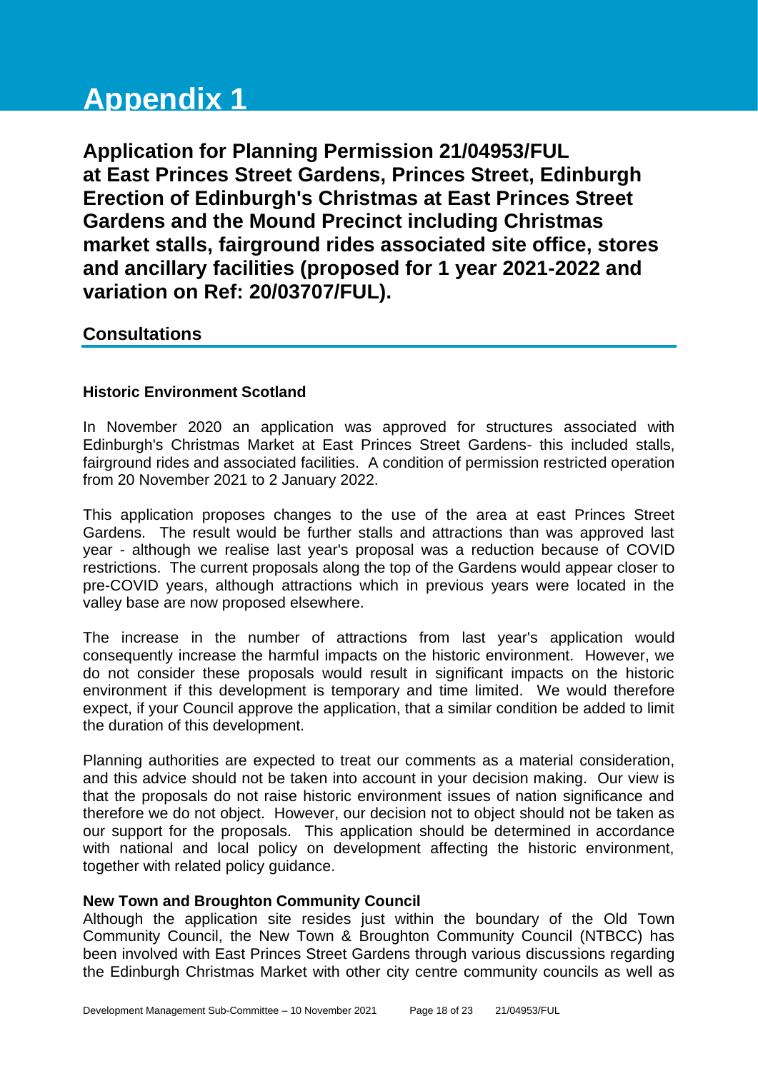# Appendix 1

**Application for Planning Permission 21/04953/FUL at East Princes Street Gardens, Princes Street, Edinburgh Erection of Edinburgh's Christmas at East Princes Street Gardens and the Mound Precinct including Christmas market stalls, fairground rides associated site office, stores and ancillary facilities (proposed for 1 year 2021-2022 and variation on Ref: 20/03707/FUL).**

## Consultations

**Historic Environment Scotland**

In November 2020 an application was approved for structures associated with Edinburgh's Christmas Market at East Princes Street Gardens- this included stalls, fairground rides and associated facilities. A condition of permission restricted operation from 20 November 2021 to 2 January 2022.

This application proposes changes to the use of the area at east Princes Street Gardens. The result would be further stalls and attractions than was approved last year - although we realise last year's proposal was a reduction because of COVID restrictions. The current proposals along the top of the Gardens would appear closer to pre-COVID years, although attractions which in previous years were located in the valley base are now proposed elsewhere.

The increase in the number of attractions from last year's application would consequently increase the harmful impacts on the historic environment. However, we do not consider these proposals would result in significant impacts on the historic environment if this development is temporary and time limited. We would therefore expect, if your Council approve the application, that a similar condition be added to limit the duration of this development.

Planning authorities are expected to treat our comments as a material consideration, and this advice should not be taken into account in your decision making. Our view is that the proposals do not raise historic environment issues of nation significance and therefore we do not object. However, our decision not to object should not be taken as our support for the proposals. This application should be determined in accordance with national and local policy on development affecting the historic environment, together with related policy guidance.

**New Town and Broughton Community Council**
Although the application site resides just within the boundary of the Old Town Community Council, the New Town & Broughton Community Council (NTBCC) has been involved with East Princes Street Gardens through various discussions regarding the Edinburgh Christmas Market with other city centre community councils as well as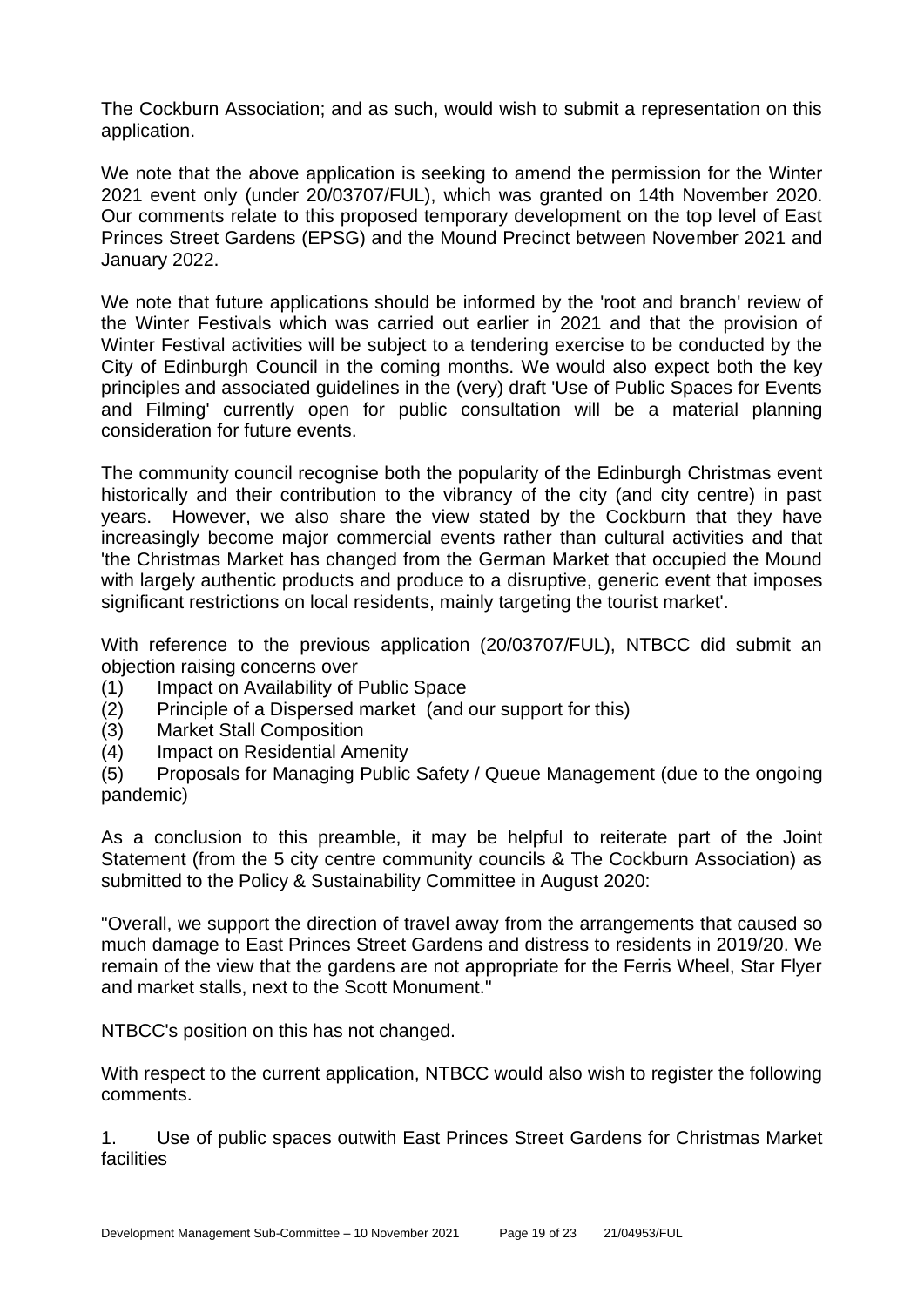The Cockburn Association; and as such, would wish to submit a representation on this application.

We note that the above application is seeking to amend the permission for the Winter 2021 event only (under 20/03707/FUL), which was granted on 14th November 2020. Our comments relate to this proposed temporary development on the top level of East Princes Street Gardens (EPSG) and the Mound Precinct between November 2021 and January 2022.

We note that future applications should be informed by the 'root and branch' review of the Winter Festivals which was carried out earlier in 2021 and that the provision of Winter Festival activities will be subject to a tendering exercise to be conducted by the City of Edinburgh Council in the coming months. We would also expect both the key principles and associated guidelines in the (very) draft 'Use of Public Spaces for Events and Filming' currently open for public consultation will be a material planning consideration for future events.

The community council recognise both the popularity of the Edinburgh Christmas event historically and their contribution to the vibrancy of the city (and city centre) in past years. However, we also share the view stated by the Cockburn that they have increasingly become major commercial events rather than cultural activities and that 'the Christmas Market has changed from the German Market that occupied the Mound with largely authentic products and produce to a disruptive, generic event that imposes significant restrictions on local residents, mainly targeting the tourist market'.

With reference to the previous application (20/03707/FUL), NTBCC did submit an objection raising concerns over

(1) Impact on Availability of Public Space
(2) Principle of a Dispersed market (and our support for this)
(3) Market Stall Composition
(4) Impact on Residential Amenity
(5) Proposals for Managing Public Safety / Queue Management (due to the ongoing pandemic)

As a conclusion to this preamble, it may be helpful to reiterate part of the Joint Statement (from the 5 city centre community councils & The Cockburn Association) as submitted to the Policy & Sustainability Committee in August 2020:

"Overall, we support the direction of travel away from the arrangements that caused so much damage to East Princes Street Gardens and distress to residents in 2019/20. We remain of the view that the gardens are not appropriate for the Ferris Wheel, Star Flyer and market stalls, next to the Scott Monument."

NTBCC's position on this has not changed.

With respect to the current application, NTBCC would also wish to register the following comments.

1. Use of public spaces outwith East Princes Street Gardens for Christmas Market facilities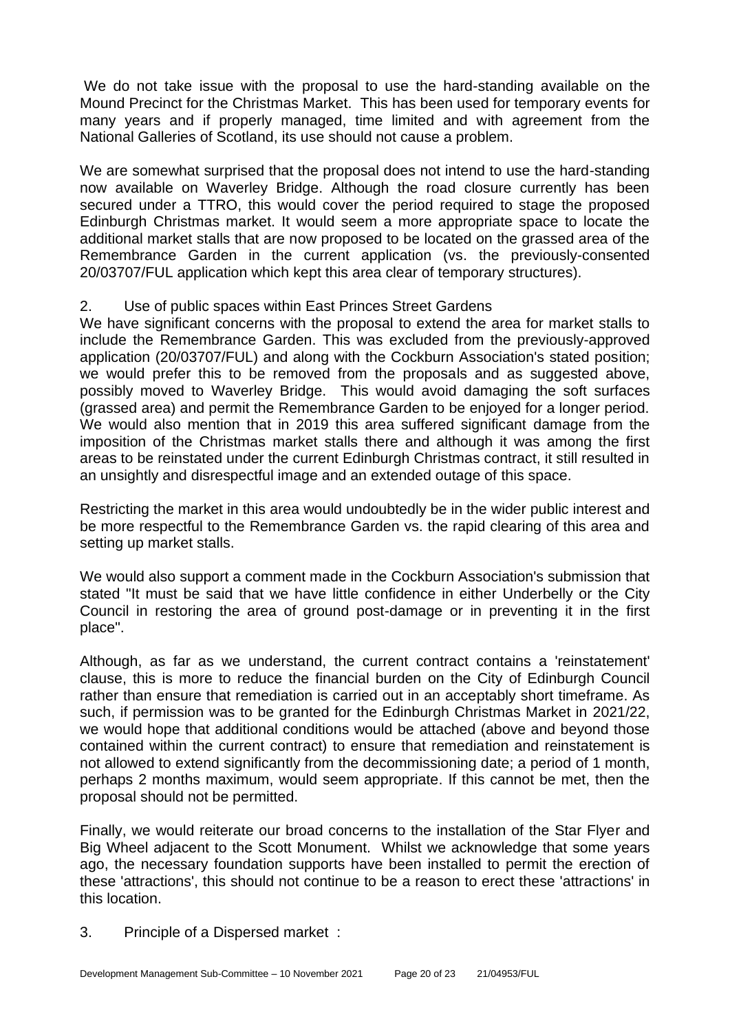We do not take issue with the proposal to use the hard-standing available on the Mound Precinct for the Christmas Market. This has been used for temporary events for many years and if properly managed, time limited and with agreement from the National Galleries of Scotland, its use should not cause a problem.

We are somewhat surprised that the proposal does not intend to use the hard-standing now available on Waverley Bridge. Although the road closure currently has been secured under a TTRO, this would cover the period required to stage the proposed Edinburgh Christmas market. It would seem a more appropriate space to locate the additional market stalls that are now proposed to be located on the grassed area of the Remembrance Garden in the current application (vs. the previously-consented 20/03707/FUL application which kept this area clear of temporary structures).

2. Use of public spaces within East Princes Street Gardens

We have significant concerns with the proposal to extend the area for market stalls to include the Remembrance Garden. This was excluded from the previously-approved application (20/03707/FUL) and along with the Cockburn Association's stated position; we would prefer this to be removed from the proposals and as suggested above, possibly moved to Waverley Bridge. This would avoid damaging the soft surfaces (grassed area) and permit the Remembrance Garden to be enjoyed for a longer period. We would also mention that in 2019 this area suffered significant damage from the imposition of the Christmas market stalls there and although it was among the first areas to be reinstated under the current Edinburgh Christmas contract, it still resulted in an unsightly and disrespectful image and an extended outage of this space.

Restricting the market in this area would undoubtedly be in the wider public interest and be more respectful to the Remembrance Garden vs. the rapid clearing of this area and setting up market stalls.

We would also support a comment made in the Cockburn Association's submission that stated "It must be said that we have little confidence in either Underbelly or the City Council in restoring the area of ground post-damage or in preventing it in the first place".

Although, as far as we understand, the current contract contains a 'reinstatement' clause, this is more to reduce the financial burden on the City of Edinburgh Council rather than ensure that remediation is carried out in an acceptably short timeframe. As such, if permission was to be granted for the Edinburgh Christmas Market in 2021/22, we would hope that additional conditions would be attached (above and beyond those contained within the current contract) to ensure that remediation and reinstatement is not allowed to extend significantly from the decommissioning date; a period of 1 month, perhaps 2 months maximum, would seem appropriate. If this cannot be met, then the proposal should not be permitted.

Finally, we would reiterate our broad concerns to the installation of the Star Flyer and Big Wheel adjacent to the Scott Monument. Whilst we acknowledge that some years ago, the necessary foundation supports have been installed to permit the erection of these 'attractions', this should not continue to be a reason to erect these 'attractions' in this location.

3. Principle of a Dispersed market :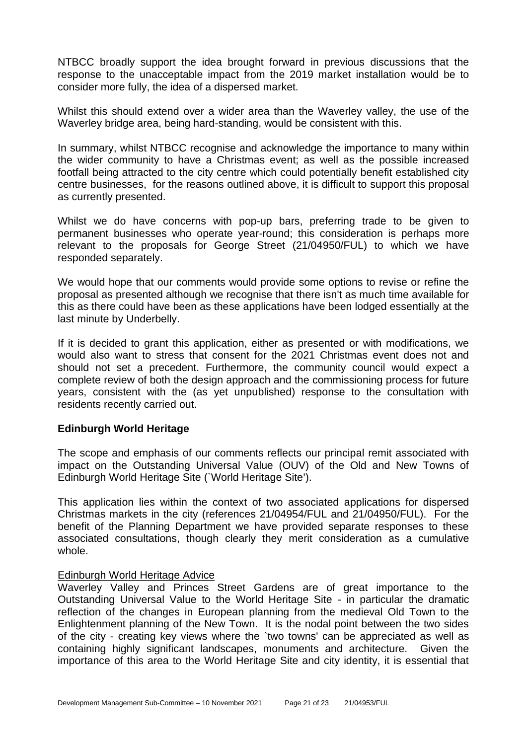NTBCC broadly support the idea brought forward in previous discussions that the response to the unacceptable impact from the 2019 market installation would be to consider more fully, the idea of a dispersed market.

Whilst this should extend over a wider area than the Waverley valley, the use of the Waverley bridge area, being hard-standing, would be consistent with this.

In summary, whilst NTBCC recognise and acknowledge the importance to many within the wider community to have a Christmas event; as well as the possible increased footfall being attracted to the city centre which could potentially benefit established city centre businesses, for the reasons outlined above, it is difficult to support this proposal as currently presented.

Whilst we do have concerns with pop-up bars, preferring trade to be given to permanent businesses who operate year-round; this consideration is perhaps more relevant to the proposals for George Street (21/04950/FUL) to which we have responded separately.

We would hope that our comments would provide some options to revise or refine the proposal as presented although we recognise that there isn't as much time available for this as there could have been as these applications have been lodged essentially at the last minute by Underbelly.

If it is decided to grant this application, either as presented or with modifications, we would also want to stress that consent for the 2021 Christmas event does not and should not set a precedent. Furthermore, the community council would expect a complete review of both the design approach and the commissioning process for future years, consistent with the (as yet unpublished) response to the consultation with residents recently carried out.

**Edinburgh World Heritage**

The scope and emphasis of our comments reflects our principal remit associated with impact on the Outstanding Universal Value (OUV) of the Old and New Towns of Edinburgh World Heritage Site (`World Heritage Site').

This application lies within the context of two associated applications for dispersed Christmas markets in the city (references 21/04954/FUL and 21/04950/FUL). For the benefit of the Planning Department we have provided separate responses to these associated consultations, though clearly they merit consideration as a cumulative whole.

Edinburgh World Heritage Advice

Waverley Valley and Princes Street Gardens are of great importance to the Outstanding Universal Value to the World Heritage Site - in particular the dramatic reflection of the changes in European planning from the medieval Old Town to the Enlightenment planning of the New Town. It is the nodal point between the two sides of the city - creating key views where the `two towns' can be appreciated as well as containing highly significant landscapes, monuments and architecture. Given the importance of this area to the World Heritage Site and city identity, it is essential that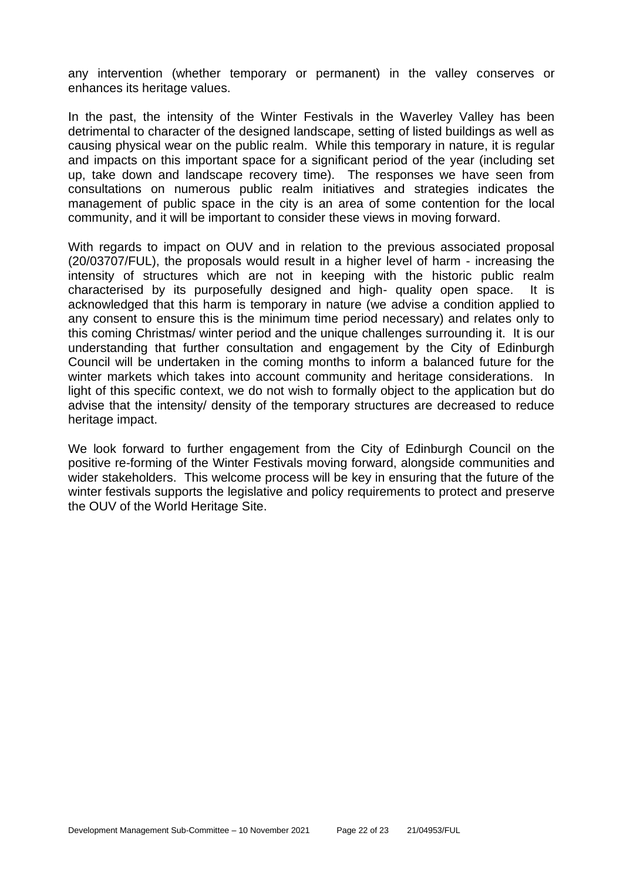any intervention (whether temporary or permanent) in the valley conserves or enhances its heritage values.

In the past, the intensity of the Winter Festivals in the Waverley Valley has been detrimental to character of the designed landscape, setting of listed buildings as well as causing physical wear on the public realm. While this temporary in nature, it is regular and impacts on this important space for a significant period of the year (including set up, take down and landscape recovery time). The responses we have seen from consultations on numerous public realm initiatives and strategies indicates the management of public space in the city is an area of some contention for the local community, and it will be important to consider these views in moving forward.

With regards to impact on OUV and in relation to the previous associated proposal (20/03707/FUL), the proposals would result in a higher level of harm - increasing the intensity of structures which are not in keeping with the historic public realm characterised by its purposefully designed and high- quality open space. It is acknowledged that this harm is temporary in nature (we advise a condition applied to any consent to ensure this is the minimum time period necessary) and relates only to this coming Christmas/ winter period and the unique challenges surrounding it. It is our understanding that further consultation and engagement by the City of Edinburgh Council will be undertaken in the coming months to inform a balanced future for the winter markets which takes into account community and heritage considerations. In light of this specific context, we do not wish to formally object to the application but do advise that the intensity/ density of the temporary structures are decreased to reduce heritage impact.

We look forward to further engagement from the City of Edinburgh Council on the positive re-forming of the Winter Festivals moving forward, alongside communities and wider stakeholders. This welcome process will be key in ensuring that the future of the winter festivals supports the legislative and policy requirements to protect and preserve the OUV of the World Heritage Site.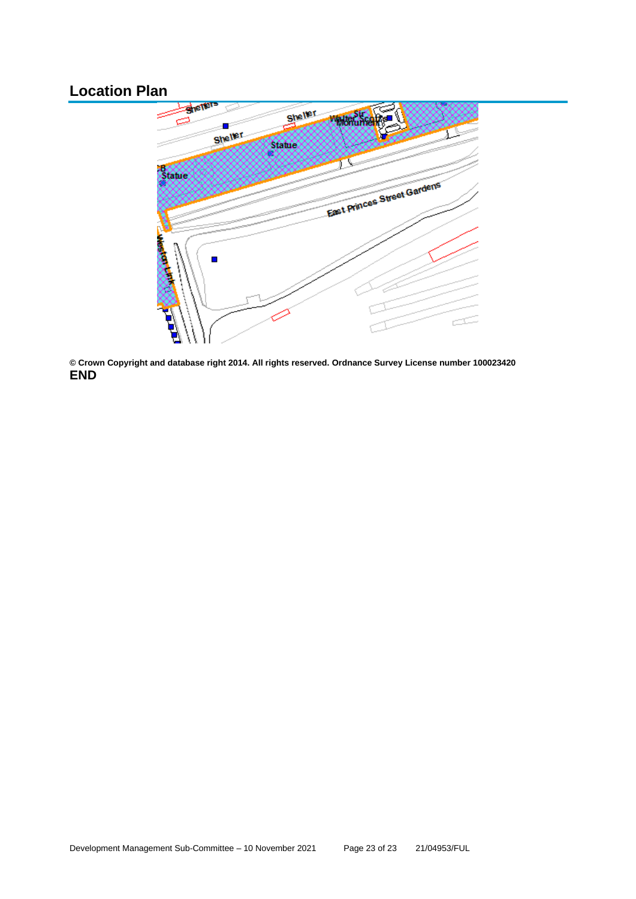## Location Plan

Shelters
Shelter
Shelter
Statue
Sir Walter Scott's Monument
Statue
East Princes Street Gardens
Waverley Link

© Crown Copyright and database right 2014. All rights reserved. Ordnance Survey License number 100023420

**END**